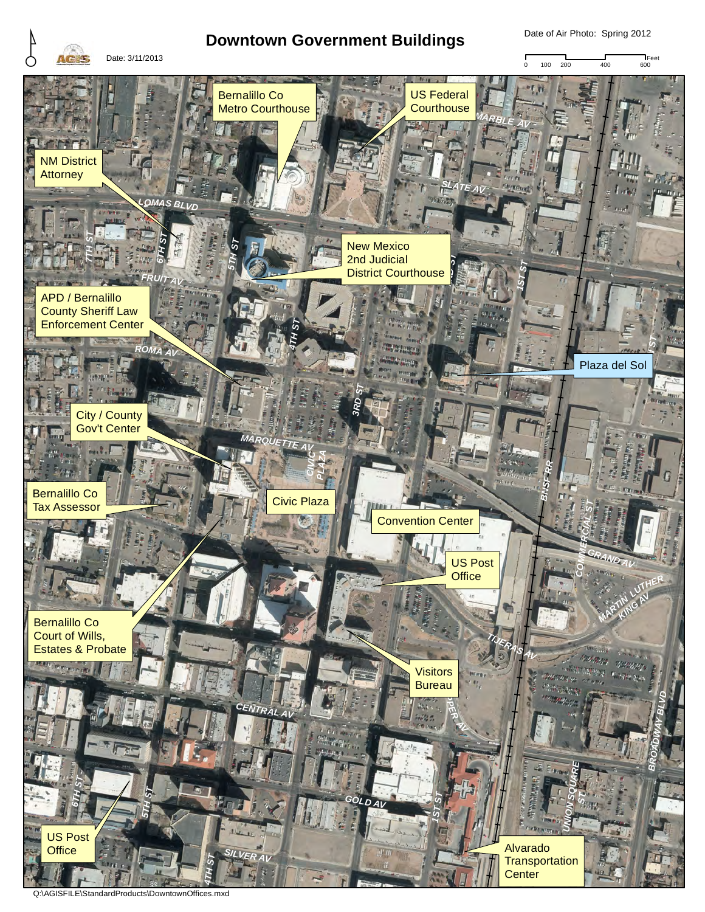# Downtown Government Buildings

Date: 3/11/2013

Date of Air Photo: Spring 2012

0 100 200 400 600 Feet

- Bernalillo Co Metro Courthouse
- US Federal Courthouse
- NM District Attorney
- New Mexico 2nd Judicial District Courthouse
- APD / Bernalillo County Sheriff Law Enforcement Center
- Plaza del Sol
- City / County Gov't Center
- Bernalillo Co Tax Assessor
- Civic Plaza
- Convention Center
- US Post Office
- Bernalillo Co Court of Wills, Estates & Probate
- Visitors Bureau
- US Post Office
- Alvarado Transportation Center

MARBLE AV, SLATE AV, LOMAS BLVD, 7TH ST, 6TH ST, 5TH ST, FRUIT AV, 4TH ST, 1ST ST, ROMA AV, 3RD ST, MARQUETTE AV, CIVIC PLAZA, BNSF RR, COMMERCIAL ST, GRAND AV, MARTIN LUTHER KING AV, TIJERAS AV, CENTRAL AV, BROADWAY BLVD, GOLD AV, UNION SQUARE ST, SILVER AV

Q:\AGISFILE\StandardProducts\DowntownOffices.mxd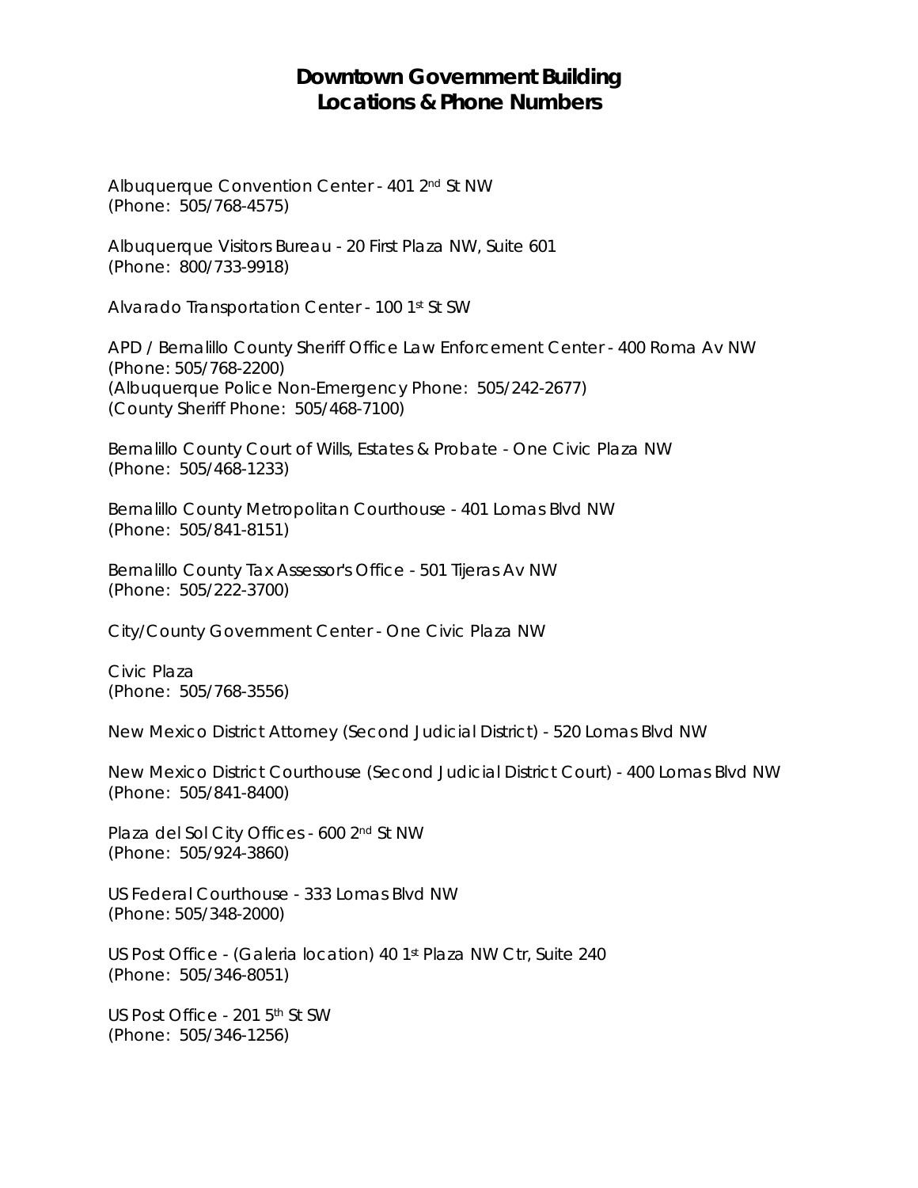# Downtown Government Building
# Locations & Phone Numbers

Albuquerque Convention Center - 401 2nd St NW
(Phone: 505/768-4575)

Albuquerque Visitors Bureau - 20 First Plaza NW, Suite 601
(Phone: 800/733-9918)

Alvarado Transportation Center - 100 1st St SW

APD / Bernalillo County Sheriff Office Law Enforcement Center - 400 Roma Av NW
(Phone: 505/768-2200)
(Albuquerque Police Non-Emergency Phone: 505/242-2677)
(County Sheriff Phone: 505/468-7100)

Bernalillo County Court of Wills, Estates & Probate - One Civic Plaza NW
(Phone: 505/468-1233)

Bernalillo County Metropolitan Courthouse - 401 Lomas Blvd NW
(Phone: 505/841-8151)

Bernalillo County Tax Assessor's Office - 501 Tijeras Av NW
(Phone: 505/222-3700)

City/County Government Center - One Civic Plaza NW

Civic Plaza
(Phone: 505/768-3556)

New Mexico District Attorney (Second Judicial District) - 520 Lomas Blvd NW

New Mexico District Courthouse (Second Judicial District Court) - 400 Lomas Blvd NW
(Phone: 505/841-8400)

Plaza del Sol City Offices - 600 2nd St NW
(Phone: 505/924-3860)

US Federal Courthouse - 333 Lomas Blvd NW
(Phone: 505/348-2000)

US Post Office - (Galeria location) 40 1st Plaza NW Ctr, Suite 240
(Phone: 505/346-8051)

US Post Office - 201 5th St SW
(Phone: 505/346-1256)